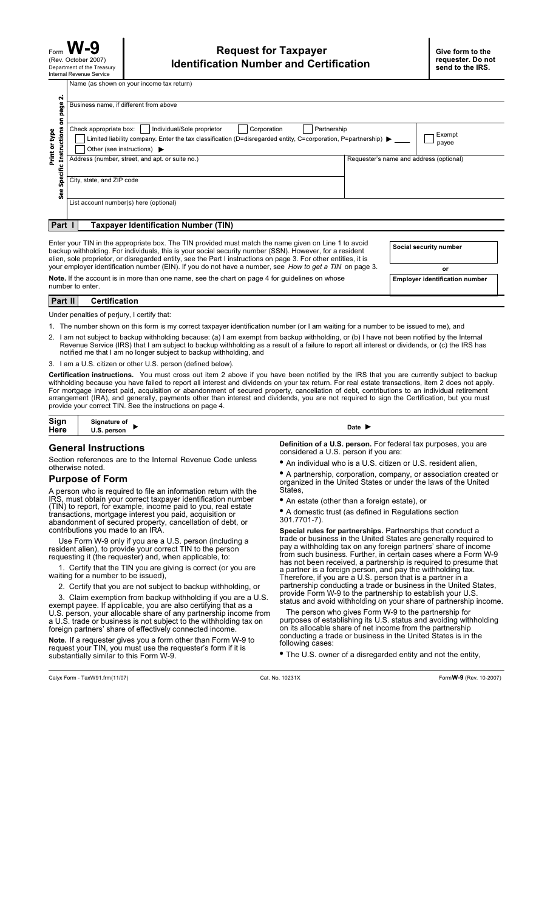Form **W-9**
(Rev. October 2007)
Department of the Treasury
Internal Revenue Service

# Request for Taxpayer Identification Number and Certification

**Give form to the requester. Do not send to the IRS.**

Print or type
See Specific Instructions on page 2.

Name (as shown on your income tax return)

Business name, if different from above

Check appropriate box: ☐ Individual/Sole proprietor ☐ Corporation ☐ Partnership
☐ Limited liability company. Enter the tax classification (D=disregarded entity, C=corporation, P=partnership) ▶ ____
☐ Other (see instructions) ▶

☐ Exempt payee

Address (number, street, and apt. or suite no.)

Requester's name and address (optional)

City, state, and ZIP code

List account number(s) here (optional)

## Part I Taxpayer Identification Number (TIN)

Enter your TIN in the appropriate box. The TIN provided must match the name given on Line 1 to avoid backup withholding. For individuals, this is your social security number (SSN). However, for a resident alien, sole proprietor, or disregarded entity, see the Part I instructions on page 3. For other entities, it is your employer identification number (EIN). If you do not have a number, see *How to get a TIN* on page 3.

**Note.** If the account is in more than one name, see the chart on page 4 for guidelines on whose number to enter.

**Social security number**

**or**

**Employer identification number**

## Part II Certification

Under penalties of perjury, I certify that:

1. The number shown on this form is my correct taxpayer identification number (or I am waiting for a number to be issued to me), and
2. I am not subject to backup withholding because: (a) I am exempt from backup withholding, or (b) I have not been notified by the Internal Revenue Service (IRS) that I am subject to backup withholding as a result of a failure to report all interest or dividends, or (c) the IRS has notified me that I am no longer subject to backup withholding, and
3. I am a U.S. citizen or other U.S. person (defined below).

**Certification instructions.** You must cross out item 2 above if you have been notified by the IRS that you are currently subject to backup withholding because you have failed to report all interest and dividends on your tax return. For real estate transactions, item 2 does not apply. For mortgage interest paid, acquisition or abandonment of secured property, cancellation of debt, contributions to an individual retirement arrangement (IRA), and generally, payments other than interest and dividends, you are not required to sign the Certification, but you must provide your correct TIN. See the instructions on page 4.

**Sign Here** | **Signature of U.S. person** ▶ | **Date** ▶

## General Instructions

Section references are to the Internal Revenue Code unless otherwise noted.

## Purpose of Form

A person who is required to file an information return with the IRS, must obtain your correct taxpayer identification number (TIN) to report, for example, income paid to you, real estate transactions, mortgage interest you paid, acquisition or abandonment of secured property, cancellation of debt, or contributions you made to an IRA.

Use Form W-9 only if you are a U.S. person (including a resident alien), to provide your correct TIN to the person requesting it (the requester) and, when applicable, to:

1. Certify that the TIN you are giving is correct (or you are waiting for a number to be issued),

2. Certify that you are not subject to backup withholding, or

3. Claim exemption from backup withholding if you are a U.S. exempt payee. If applicable, you are also certifying that as a U.S. person, your allocable share of any partnership income from a U.S. trade or business is not subject to the withholding tax on foreign partners' share of effectively connected income.

**Note.** If a requester gives you a form other than Form W-9 to request your TIN, you must use the requester's form if it is substantially similar to this Form W-9.

**Definition of a U.S. person.** For federal tax purposes, you are considered a U.S. person if you are:

- An individual who is a U.S. citizen or U.S. resident alien,
- A partnership, corporation, company, or association created or organized in the United States or under the laws of the United States,
- An estate (other than a foreign estate), or
- A domestic trust (as defined in Regulations section 301.7701-7).

**Special rules for partnerships.** Partnerships that conduct a trade or business in the United States are generally required to pay a withholding tax on any foreign partners' share of income from such business. Further, in certain cases where a Form W-9 has not been received, a partnership is required to presume that a partner is a foreign person, and pay the withholding tax. Therefore, if you are a U.S. person that is a partner in a partnership conducting a trade or business in the United States, provide Form W-9 to the partnership to establish your U.S. status and avoid withholding on your share of partnership income.

The person who gives Form W-9 to the partnership for purposes of establishing its U.S. status and avoiding withholding on its allocable share of net income from the partnership conducting a trade or business in the United States is in the following cases:

- The U.S. owner of a disregarded entity and not the entity,

Calyx Form - TaxW91.frm(11/07) Cat. No. 10231X Form **W-9** (Rev. 10-2007)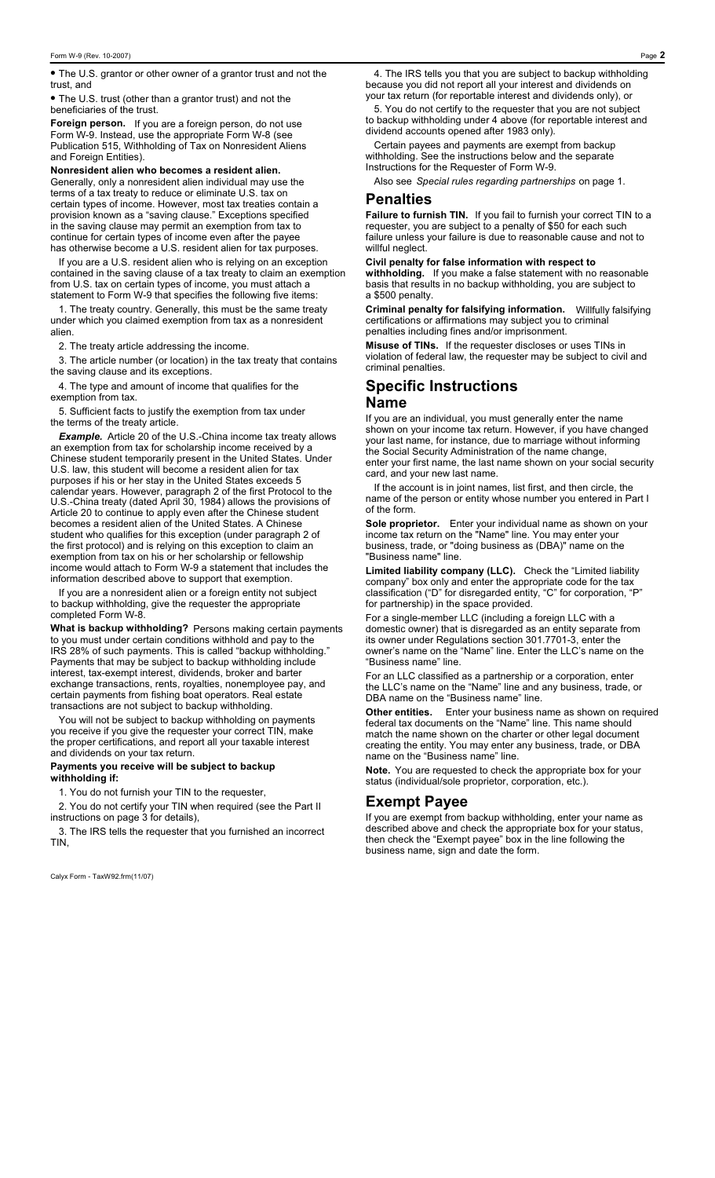- The U.S. grantor or other owner of a grantor trust and not the trust, and
- The U.S. trust (other than a grantor trust) and not the beneficiaries of the trust.

**Foreign person.** If you are a foreign person, do not use Form W-9. Instead, use the appropriate Form W-8 (see Publication 515, Withholding of Tax on Nonresident Aliens and Foreign Entities).

**Nonresident alien who becomes a resident alien.** Generally, only a nonresident alien individual may use the terms of a tax treaty to reduce or eliminate U.S. tax on certain types of income. However, most tax treaties contain a provision known as a "saving clause." Exceptions specified in the saving clause may permit an exemption from tax to continue for certain types of income even after the payee has otherwise become a U.S. resident alien for tax purposes.

If you are a U.S. resident alien who is relying on an exception contained in the saving clause of a tax treaty to claim an exemption from U.S. tax on certain types of income, you must attach a statement to Form W-9 that specifies the following five items:

1. The treaty country. Generally, this must be the same treaty under which you claimed exemption from tax as a nonresident alien.

2. The treaty article addressing the income.

3. The article number (or location) in the tax treaty that contains the saving clause and its exceptions.

4. The type and amount of income that qualifies for the exemption from tax.

5. Sufficient facts to justify the exemption from tax under the terms of the treaty article.

***Example.*** Article 20 of the U.S.-China income tax treaty allows an exemption from tax for scholarship income received by a Chinese student temporarily present in the United States. Under U.S. law, this student will become a resident alien for tax purposes if his or her stay in the United States exceeds 5 calendar years. However, paragraph 2 of the first Protocol to the U.S.-China treaty (dated April 30, 1984) allows the provisions of Article 20 to continue to apply even after the Chinese student becomes a resident alien of the United States. A Chinese student who qualifies for this exception (under paragraph 2 of the first protocol) and is relying on this exception to claim an exemption from tax on his or her scholarship or fellowship income would attach to Form W-9 a statement that includes the information described above to support that exemption.

If you are a nonresident alien or a foreign entity not subject to backup withholding, give the requester the appropriate completed Form W-8.

**What is backup withholding?** Persons making certain payments to you must under certain conditions withhold and pay to the IRS 28% of such payments. This is called "backup withholding." Payments that may be subject to backup withholding include interest, tax-exempt interest, dividends, broker and barter exchange transactions, rents, royalties, nonemployee pay, and certain payments from fishing boat operators. Real estate transactions are not subject to backup withholding.

You will not be subject to backup withholding on payments you receive if you give the requester your correct TIN, make the proper certifications, and report all your taxable interest and dividends on your tax return.

**Payments you receive will be subject to backup withholding if:**

1. You do not furnish your TIN to the requester,

2. You do not certify your TIN when required (see the Part II instructions on page 3 for details),

3. The IRS tells the requester that you furnished an incorrect TIN,

4. The IRS tells you that you are subject to backup withholding because you did not report all your interest and dividends on your tax return (for reportable interest and dividends only), or

5. You do not certify to the requester that you are not subject to backup withholding under 4 above (for reportable interest and dividend accounts opened after 1983 only).

Certain payees and payments are exempt from backup withholding. See the instructions below and the separate Instructions for the Requester of Form W-9.

Also see *Special rules regarding partnerships* on page 1.

## Penalties

**Failure to furnish TIN.** If you fail to furnish your correct TIN to a requester, you are subject to a penalty of $50 for each such failure unless your failure is due to reasonable cause and not to willful neglect.

**Civil penalty for false information with respect to withholding.** If you make a false statement with no reasonable basis that results in no backup withholding, you are subject to a $500 penalty.

**Criminal penalty for falsifying information.** Willfully falsifying certifications or affirmations may subject you to criminal penalties including fines and/or imprisonment.

**Misuse of TINs.** If the requester discloses or uses TINs in violation of federal law, the requester may be subject to civil and criminal penalties.

## Specific Instructions

## Name

If you are an individual, you must generally enter the name shown on your income tax return. However, if you have changed your last name, for instance, due to marriage without informing the Social Security Administration of the name change, enter your first name, the last name shown on your social security card, and your new last name.

If the account is in joint names, list first, and then circle, the name of the person or entity whose number you entered in Part I of the form.

**Sole proprietor.** Enter your individual name as shown on your income tax return on the "Name" line. You may enter your business, trade, or "doing business as (DBA)" name on the "Business name" line.

**Limited liability company (LLC).** Check the "Limited liability company" box only and enter the appropriate code for the tax classification ("D" for disregarded entity, "C" for corporation, "P" for partnership) in the space provided.

For a single-member LLC (including a foreign LLC with a domestic owner) that is disregarded as an entity separate from its owner under Regulations section 301.7701-3, enter the owner's name on the "Name" line. Enter the LLC's name on the "Business name" line.

For an LLC classified as a partnership or a corporation, enter the LLC's name on the "Name" line and any business, trade, or DBA name on the "Business name" line.

**Other entities.** Enter your business name as shown on required federal tax documents on the "Name" line. This name should match the name shown on the charter or other legal document creating the entity. You may enter any business, trade, or DBA name on the "Business name" line.

**Note.** You are requested to check the appropriate box for your status (individual/sole proprietor, corporation, etc.).

## Exempt Payee

If you are exempt from backup withholding, enter your name as described above and check the appropriate box for your status, then check the "Exempt payee" box in the line following the business name, sign and date the form.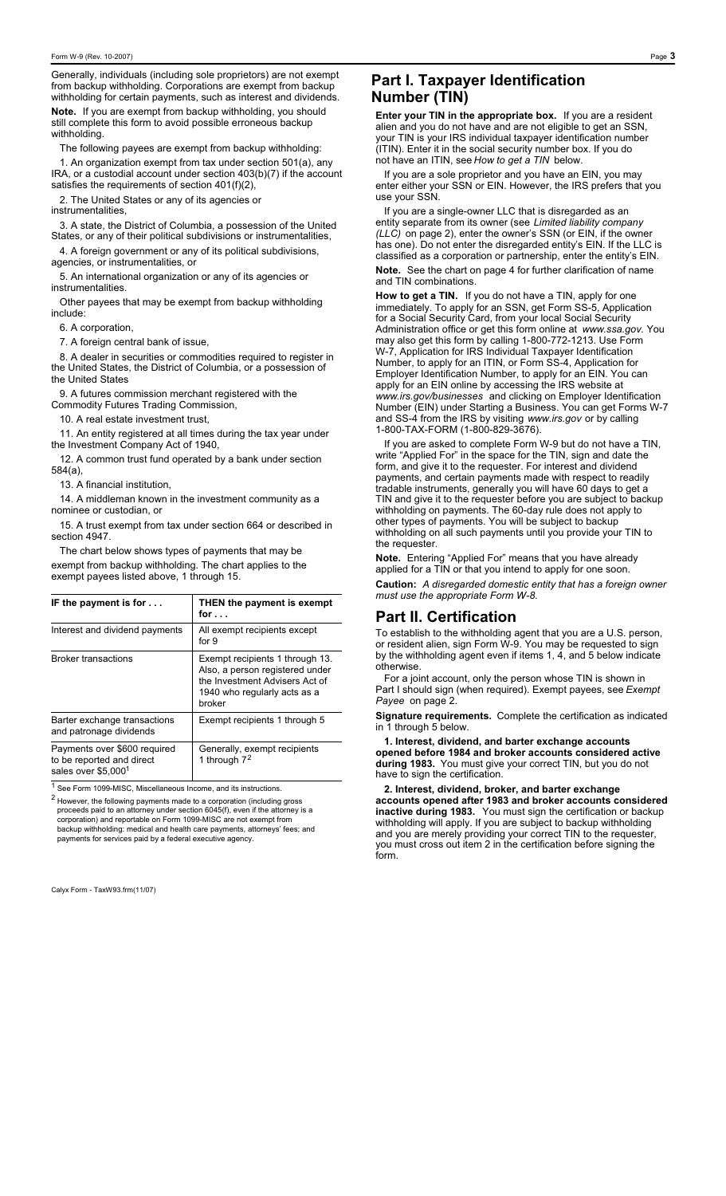Generally, individuals (including sole proprietors) are not exempt from backup withholding. Corporations are exempt from backup withholding for certain payments, such as interest and dividends.

**Note.** If you are exempt from backup withholding, you should still complete this form to avoid possible erroneous backup withholding.

The following payees are exempt from backup withholding:

1. An organization exempt from tax under section 501(a), any IRA, or a custodial account under section 403(b)(7) if the account satisfies the requirements of section 401(f)(2),

2. The United States or any of its agencies or instrumentalities,

3. A state, the District of Columbia, a possession of the United States, or any of their political subdivisions or instrumentalities,

4. A foreign government or any of its political subdivisions, agencies, or instrumentalities, or

5. An international organization or any of its agencies or instrumentalities.

Other payees that may be exempt from backup withholding include:

6. A corporation,

7. A foreign central bank of issue,

8. A dealer in securities or commodities required to register in the United States, the District of Columbia, or a possession of the United States

9. A futures commission merchant registered with the Commodity Futures Trading Commission,

10. A real estate investment trust,

11. An entity registered at all times during the tax year under the Investment Company Act of 1940,

12. A common trust fund operated by a bank under section 584(a),

13. A financial institution,

14. A middleman known in the investment community as a nominee or custodian, or

15. A trust exempt from tax under section 664 or described in section 4947.

The chart below shows types of payments that may be exempt from backup withholding. The chart applies to the exempt payees listed above, 1 through 15.

| IF the payment is for . . . | THEN the payment is exempt for . . . |
|---|---|
| Interest and dividend payments | All exempt recipients except for 9 |
| Broker transactions | Exempt recipients 1 through 13. Also, a person registered under the Investment Advisers Act of 1940 who regularly acts as a broker |
| Barter exchange transactions and patronage dividends | Exempt recipients 1 through 5 |
| Payments over $600 required to be reported and direct sales over $5,000[1] | Generally, exempt recipients 1 through 7[2] |

[1] See Form 1099-MISC, Miscellaneous Income, and its instructions.

[2] However, the following payments made to a corporation (including gross proceeds paid to an attorney under section 6045(f), even if the attorney is a corporation) and reportable on Form 1099-MISC are not exempt from backup withholding: medical and health care payments, attorneys' fees; and payments for services paid by a federal executive agency.

## Part I. Taxpayer Identification Number (TIN)

**Enter your TIN in the appropriate box.** If you are a resident alien and you do not have and are not eligible to get an SSN, your TIN is your IRS individual taxpayer identification number (ITIN). Enter it in the social security number box. If you do not have an ITIN, see *How to get a TIN* below.

If you are a sole proprietor and you have an EIN, you may enter either your SSN or EIN. However, the IRS prefers that you use your SSN.

If you are a single-owner LLC that is disregarded as an entity separate from its owner (see *Limited liability company (LLC)* on page 2), enter the owner's SSN (or EIN, if the owner has one). Do not enter the disregarded entity's EIN. If the LLC is classified as a corporation or partnership, enter the entity's EIN.

**Note.** See the chart on page 4 for further clarification of name and TIN combinations.

**How to get a TIN.** If you do not have a TIN, apply for one immediately. To apply for an SSN, get Form SS-5, Application for a Social Security Card, from your local Social Security Administration office or get this form online at *www.ssa.gov*. You may also get this form by calling 1-800-772-1213. Use Form W-7, Application for IRS Individual Taxpayer Identification Number, to apply for an ITIN, or Form SS-4, Application for Employer Identification Number, to apply for an EIN. You can apply for an EIN online by accessing the IRS website at *www.irs.gov/businesses* and clicking on Employer Identification Number (EIN) under Starting a Business. You can get Forms W-7 and SS-4 from the IRS by visiting *www.irs.gov* or by calling 1-800-TAX-FORM (1-800-829-3676).

If you are asked to complete Form W-9 but do not have a TIN, write "Applied For" in the space for the TIN, sign and date the form, and give it to the requester. For interest and dividend payments, and certain payments made with respect to readily tradable instruments, generally you will have 60 days to get a TIN and give it to the requester before you are subject to backup withholding on payments. The 60-day rule does not apply to other types of payments. You will be subject to backup withholding on all such payments until you provide your TIN to the requester.

**Note.** Entering "Applied For" means that you have already applied for a TIN or that you intend to apply for one soon.

**Caution:** *A disregarded domestic entity that has a foreign owner must use the appropriate Form W-8.*

## Part II. Certification

To establish to the withholding agent that you are a U.S. person, or resident alien, sign Form W-9. You may be requested to sign by the withholding agent even if items 1, 4, and 5 below indicate otherwise.

For a joint account, only the person whose TIN is shown in Part I should sign (when required). Exempt payees, see *Exempt Payee* on page 2.

**Signature requirements.** Complete the certification as indicated in 1 through 5 below.

**1. Interest, dividend, and barter exchange accounts opened before 1984 and broker accounts considered active during 1983.** You must give your correct TIN, but you do not have to sign the certification.

**2. Interest, dividend, broker, and barter exchange accounts opened after 1983 and broker accounts considered inactive during 1983.** You must sign the certification or backup withholding will apply. If you are subject to backup withholding and you are merely providing your correct TIN to the requester, you must cross out item 2 in the certification before signing the form.

Calyx Form - TaxW93.frm(11/07)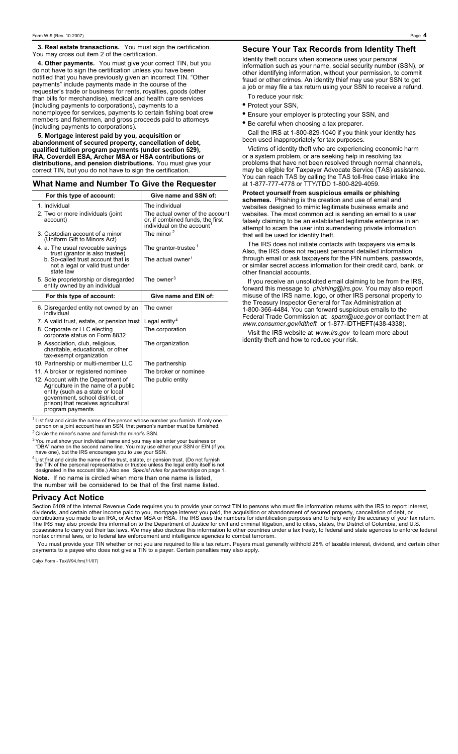**3. Real estate transactions.** You must sign the certification. You may cross out item 2 of the certification.

**4. Other payments.** You must give your correct TIN, but you do not have to sign the certification unless you have been notified that you have previously given an incorrect TIN. "Other payments" include payments made in the course of the requester's trade or business for rents, royalties, goods (other than bills for merchandise), medical and health care services (including payments to corporations), payments to a nonemployee for services, payments to certain fishing boat crew members and fishermen, and gross proceeds paid to attorneys (including payments to corporations).

**5. Mortgage interest paid by you, acquisition or abandonment of secured property, cancellation of debt, qualified tuition program payments (under section 529), IRA, Coverdell ESA, Archer MSA or HSA contributions or distributions, and pension distributions.** You must give your correct TIN, but you do not have to sign the certification.

## What Name and Number To Give the Requester

| For this type of account: | Give name and SSN of: |
|---|---|
| 1. Individual | The individual |
| 2. Two or more individuals (joint account) | The actual owner of the account or, if combined funds, the first individual on the account[1] |
| 3. Custodian account of a minor (Uniform Gift to Minors Act) | The minor[2] |
| 4. a. The usual revocable savings trust (grantor is also trustee) | The grantor-trustee[1] |
| b. So-called trust account that is not a legal or valid trust under state law | The actual owner[1] |
| 5. Sole proprietorship or disregarded entity owned by an individual | The owner[3] |
| **For this type of account:** | **Give name and EIN of:** |
| 6. Disregarded entity not owned by an individual | The owner |
| 7. A valid trust, estate, or pension trust | Legal entity[4] |
| 8. Corporate or LLC electing corporate status on Form 8832 | The corporation |
| 9. Association, club, religious, charitable, educational, or other tax-exempt organization | The organization |
| 10. Partnership or multi-member LLC | The partnership |
| 11. A broker or registered nominee | The broker or nominee |
| 12. Account with the Department of Agriculture in the name of a public entity (such as a state or local government, school district, or prison) that receives agricultural program payments | The public entity |

[1] List first and circle the name of the person whose number you furnish. If only one person on a joint account has an SSN, that person's number must be furnished.

[2] Circle the minor's name and furnish the minor's SSN.

[3] You must show your individual name and you may also enter your business or "DBA" name on the second name line. You may use either your SSN or EIN (if you have one), but the IRS encourages you to use your SSN.

[4] List first and circle the name of the trust, estate, or pension trust. (Do not furnish the TIN of the personal representative or trustee unless the legal entity itself is not designated in the account title.) Also see *Special rules for partnerships* on page 1.

**Note.** If no name is circled when more than one name is listed, the number will be considered to be that of the first name listed.

## Secure Your Tax Records from Identity Theft

Identity theft occurs when someone uses your personal information such as your name, social security number (SSN), or other identifying information, without your permission, to commit fraud or other crimes. An identity thief may use your SSN to get a job or may file a tax return using your SSN to receive a refund.

To reduce your risk:

- Protect your SSN,
- Ensure your employer is protecting your SSN, and
- Be careful when choosing a tax preparer.

Call the IRS at 1-800-829-1040 if you think your identity has been used inappropriately for tax purposes.

Victims of identity theft who are experiencing economic harm or a system problem, or are seeking help in resolving tax problems that have not been resolved through normal channels, may be eligible for Taxpayer Advocate Service (TAS) assistance. You can reach TAS by calling the TAS toll-free case intake line at 1-877-777-4778 or TTY/TDD 1-800-829-4059.

**Protect yourself from suspicious emails or phishing schemes.** Phishing is the creation and use of email and websites designed to mimic legitimate business emails and websites. The most common act is sending an email to a user falsely claiming to be an established legitimate enterprise in an attempt to scam the user into surrendering private information that will be used for identity theft.

The IRS does not initiate contacts with taxpayers via emails. Also, the IRS does not request personal detailed information through email or ask taxpayers for the PIN numbers, passwords, or similar secret access information for their credit card, bank, or other financial accounts.

If you receive an unsolicited email claiming to be from the IRS, forward this message to *phishing@irs.gov*. You may also report misuse of the IRS name, logo, or other IRS personal property to the Treasury Inspector General for Tax Administration at 1-800-366-4484. You can forward suspicious emails to the Federal Trade Commission at: *spam@uce.gov* or contact them at *www.consumer.gov/idtheft* or 1-877-IDTHEFT(438-4338).

Visit the IRS website at *www.irs.gov* to learn more about identity theft and how to reduce your risk.

## Privacy Act Notice

Section 6109 of the Internal Revenue Code requires you to provide your correct TIN to persons who must file information returns with the IRS to report interest, dividends, and certain other income paid to you, mortgage interest you paid, the acquisition or abandonment of secured property, cancellation of debt, or contributions you made to an IRA, or Archer MSA or HSA. The IRS uses the numbers for identification purposes and to help verify the accuracy of your tax return. The IRS may also provide this information to the Department of Justice for civil and criminal litigation, and to cities, states, the District of Columbia, and U.S. possessions to carry out their tax laws. We may also disclose this information to other countries under a tax treaty, to federal and state agencies to enforce federal nontax criminal laws, or to federal law enforcement and intelligence agencies to combat terrorism.

You must provide your TIN whether or not you are required to file a tax return. Payers must generally withhold 28% of taxable interest, dividend, and certain other payments to a payee who does not give a TIN to a payer. Certain penalties may also apply.

Calyx Form - TaxW94.frm(11/07)